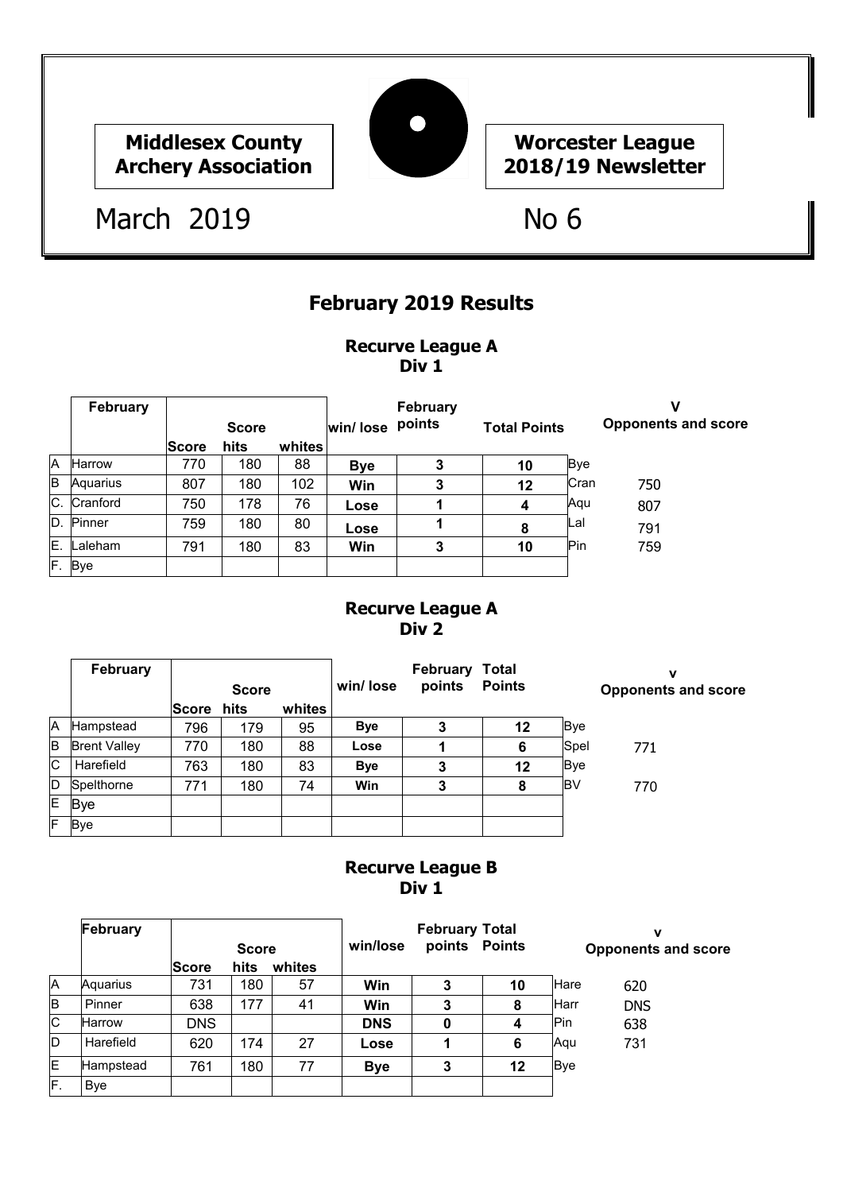**Middlesex County Archery Association**

**Worcester League 2018/19 Newsletter**

March 2019

No 6

## February 2019 Results

### Recurve League A
### Div 1

| | February | Score | Score hits | whites | win/ lose | February points | Total Points | V Opponents and score | |
|---|---|---|---|---|---|---|---|---|---|
| A | Harrow | 770 | 180 | 88 | **Bye** | 3 | 10 | Bye | |
| B | Aquarius | 807 | 180 | 102 | **Win** | 3 | 12 | Cran | 750 |
| C. | Cranford | 750 | 178 | 76 | **Lose** | 1 | 4 | Aqu | 807 |
| D. | Pinner | 759 | 180 | 80 | **Lose** | 1 | 8 | Lal | 791 |
| E. | Laleham | 791 | 180 | 83 | **Win** | 3 | 10 | Pin | 759 |
| F. | Bye | | | | | | | | |

### Recurve League A
### Div 2

| | February | Score | Score hits | whites | win/ lose | February points | Total Points | v Opponents and score | |
|---|---|---|---|---|---|---|---|---|---|
| A | Hampstead | 796 | 179 | 95 | **Bye** | 3 | 12 | Bye | |
| B | Brent Valley | 770 | 180 | 88 | **Lose** | 1 | 6 | Spel | 771 |
| C | Harefield | 763 | 180 | 83 | **Bye** | 3 | 12 | Bye | |
| D | Spelthorne | 771 | 180 | 74 | **Win** | 3 | 8 | BV | 770 |
| E | Bye | | | | | | | | |
| F | Bye | | | | | | | | |

### Recurve League B
### Div 1

| | February | Score | Score hits | whites | win/lose | February points | Total Points | v Opponents and score | |
|---|---|---|---|---|---|---|---|---|---|
| A | Aquarius | 731 | 180 | 57 | **Win** | 3 | 10 | Hare | 620 |
| B | Pinner | 638 | 177 | 41 | **Win** | 3 | 8 | Harr | DNS |
| C | Harrow | DNS | | | **DNS** | 0 | 4 | Pin | 638 |
| D | Harefield | 620 | 174 | 27 | **Lose** | 1 | 6 | Aqu | 731 |
| E | Hampstead | 761 | 180 | 77 | **Bye** | 3 | 12 | Bye | |
| F. | Bye | | | | | | | | |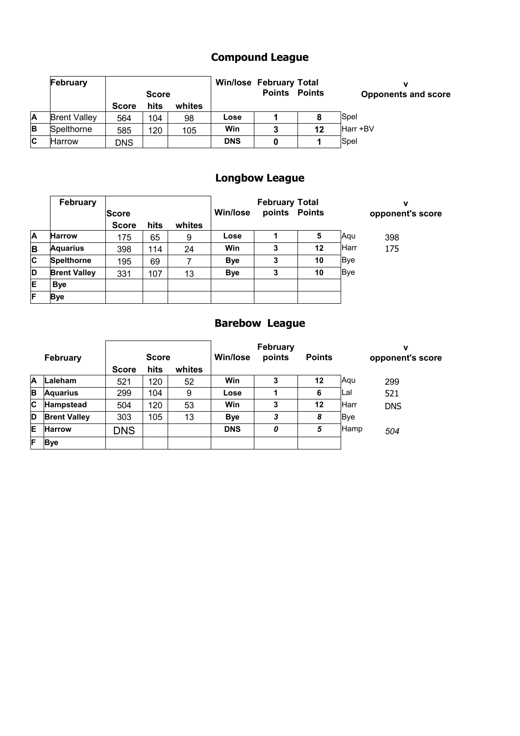## Compound League

| | February | Score | hits | whites | Win/lose | February Points | Total Points | v Opponents and score |
|---|---|---|---|---|---|---|---|---|
| | | Score | | | | | | |
| A | Brent Valley | 564 | 104 | 98 | Lose | 1 | 8 | Spel |
| B | Spelthorne | 585 | 120 | 105 | Win | 3 | 12 | Harr +BV |
| C | Harrow | DNS | | | DNS | 0 | 1 | Spel |

## Longbow League

| | February | Score | hits | whites | Win/lose | February points | Total Points | | v opponent's score |
|---|---|---|---|---|---|---|---|---|---|
| | | Score | | | | | | | |
| A | **Harrow** | 175 | 65 | 9 | Lose | 1 | 5 | Aqu | 398 |
| B | **Aquarius** | 398 | 114 | 24 | Win | 3 | 12 | Harr | 175 |
| C | **Spelthorne** | 195 | 69 | 7 | Bye | 3 | 10 | Bye | |
| D | **Brent Valley** | 331 | 107 | 13 | Bye | 3 | 10 | Bye | |
| E | **Bye** | | | | | | | | |
| F | **Bye** | | | | | | | | |

## Barebow League

| | February | Score | hits | whites | Win/lose | February points | Points | | v opponent's score |
|---|---|---|---|---|---|---|---|---|---|
| | | Score | | | | | | | |
| A | **Laleham** | 521 | 120 | 52 | Win | 3 | 12 | Aqu | 299 |
| B | **Aquarius** | 299 | 104 | 9 | Lose | 1 | 6 | Lal | 521 |
| C | **Hampstead** | 504 | 120 | 53 | Win | 3 | 12 | Harr | DNS |
| D | **Brent Valley** | 303 | 105 | 13 | Bye | *3* | *8* | Bye | |
| E | **Harrow** | DNS | | | DNS | *0* | *5* | Hamp | *504* |
| F | **Bye** | | | | | | | | |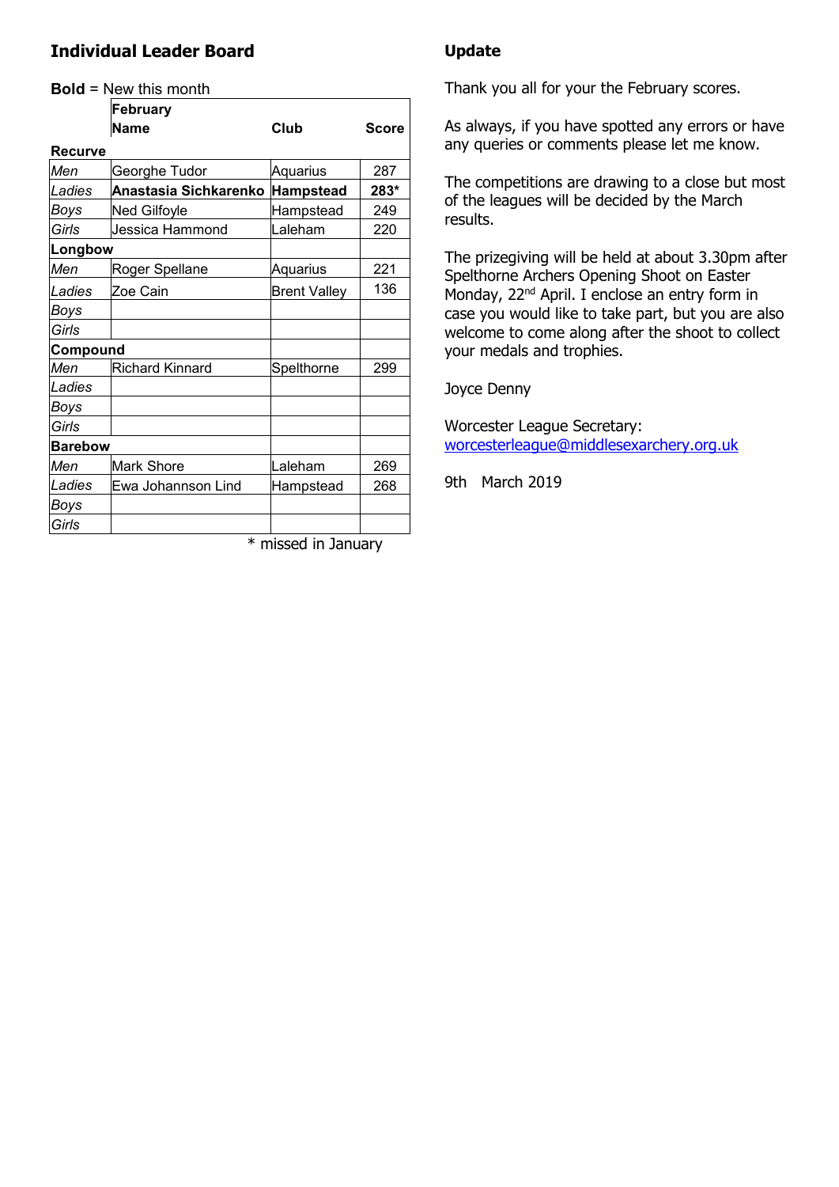## Individual Leader Board

**Bold** = New this month

| | February Name | Club | Score |
|---|---|---|---|
| **Recurve** | | | |
| *Men* | Georghe Tudor | Aquarius | 287 |
| *Ladies* | **Anastasia Sichkarenko** | **Hampstead** | **283*** |
| *Boys* | Ned Gilfoyle | Hampstead | 249 |
| *Girls* | Jessica Hammond | Laleham | 220 |
| **Longbow** | | | |
| *Men* | Roger Spellane | Aquarius | 221 |
| *Ladies* | Zoe Cain | Brent Valley | 136 |
| *Boys* | | | |
| *Girls* | | | |
| **Compound** | | | |
| *Men* | Richard Kinnard | Spelthorne | 299 |
| *Ladies* | | | |
| *Boys* | | | |
| *Girls* | | | |
| **Barebow** | | | |
| *Men* | Mark Shore | Laleham | 269 |
| *Ladies* | Ewa Johannson Lind | Hampstead | 268 |
| *Boys* | | | |
| *Girls* | | | |

\* missed in January

## Update

Thank you all for your the February scores.

As always, if you have spotted any errors or have any queries or comments please let me know.

The competitions are drawing to a close but most of the leagues will be decided by the March results.

The prizegiving will be held at about 3.30pm after Spelthorne Archers Opening Shoot on Easter Monday, 22nd April. I enclose an entry form in case you would like to take part, but you are also welcome to come along after the shoot to collect your medals and trophies.

Joyce Denny

Worcester League Secretary:
worcesterleague@middlesexarchery.org.uk

9th March 2019